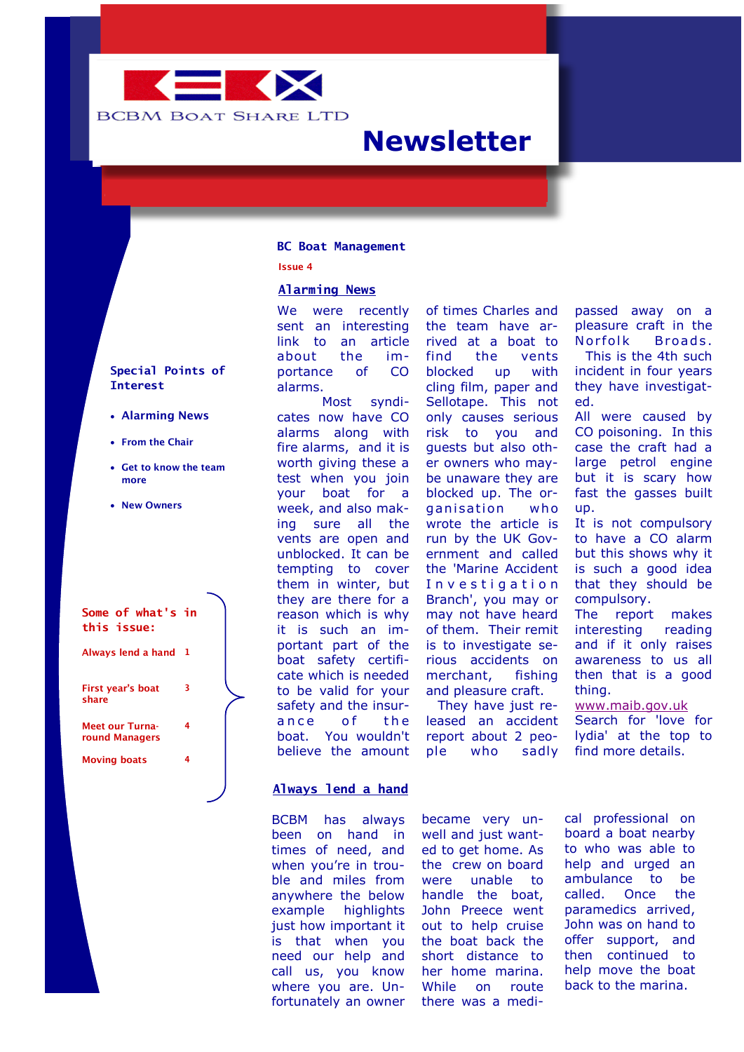BCBM Boat Share Ltd

# Newsletter

**BC Boat Management**

Issue 4

**Special Points of Interest**

- Alarming News
- From the Chair
- Get to know the team more
- New Owners

**Some of what's in this issue:**

| | |
|---|---|
| Always lend a hand | 1 |
| First year's boat share | 3 |
| Meet our Turnaround Managers | 4 |
| Moving boats | 4 |

## Alarming News

We were recently sent an interesting link to an article about the importance of CO alarms.

Most syndicates now have CO alarms along with fire alarms, and it is worth giving these a test when you join your boat for a week, and also making sure all the vents are open and unblocked. It can be tempting to cover them in winter, but they are there for a reason which is why it is such an important part of the boat safety certificate which is needed to be valid for your safety and the insurance of the boat. You wouldn't believe the amount of times Charles and the team have arrived at a boat to find the vents blocked up with cling film, paper and Sellotape. This not only causes serious risk to you and guests but also other owners who maybe be unaware they are blocked up. The organisation who wrote the article is run by the UK Government and called the 'Marine Accident Investigation Branch', you may or may not have heard of them. Their remit is to investigate serious accidents on merchant, fishing and pleasure craft.

They have just released an accident report about 2 people who sadly passed away on a pleasure craft in the Norfolk Broads. This is the 4th such incident in four years they have investigated.

All were caused by CO poisoning. In this case the craft had a large petrol engine but it is scary how fast the gasses built up.

It is not compulsory to have a CO alarm but this shows why it is such a good idea that they should be compulsory.

The report makes interesting reading and if it only raises awareness to us all then that is a good thing.

www.maib.gov.uk

Search for 'love for lydia' at the top to find more details.

## Always lend a hand

BCBM has always been on hand in times of need, and when you're in trouble and miles from anywhere the below example highlights just how important it is that when you need our help and call us, you know where you are. Unfortunately an owner became very unwell and just wanted to get home. As the crew on board were unable to handle the boat, John Preece went out to help cruise the boat back the short distance to her home marina. While on route there was a medical professional on board a boat nearby to who was able to help and urged an ambulance to be called. Once the paramedics arrived, John was on hand to offer support, and then continued to help move the boat back to the marina.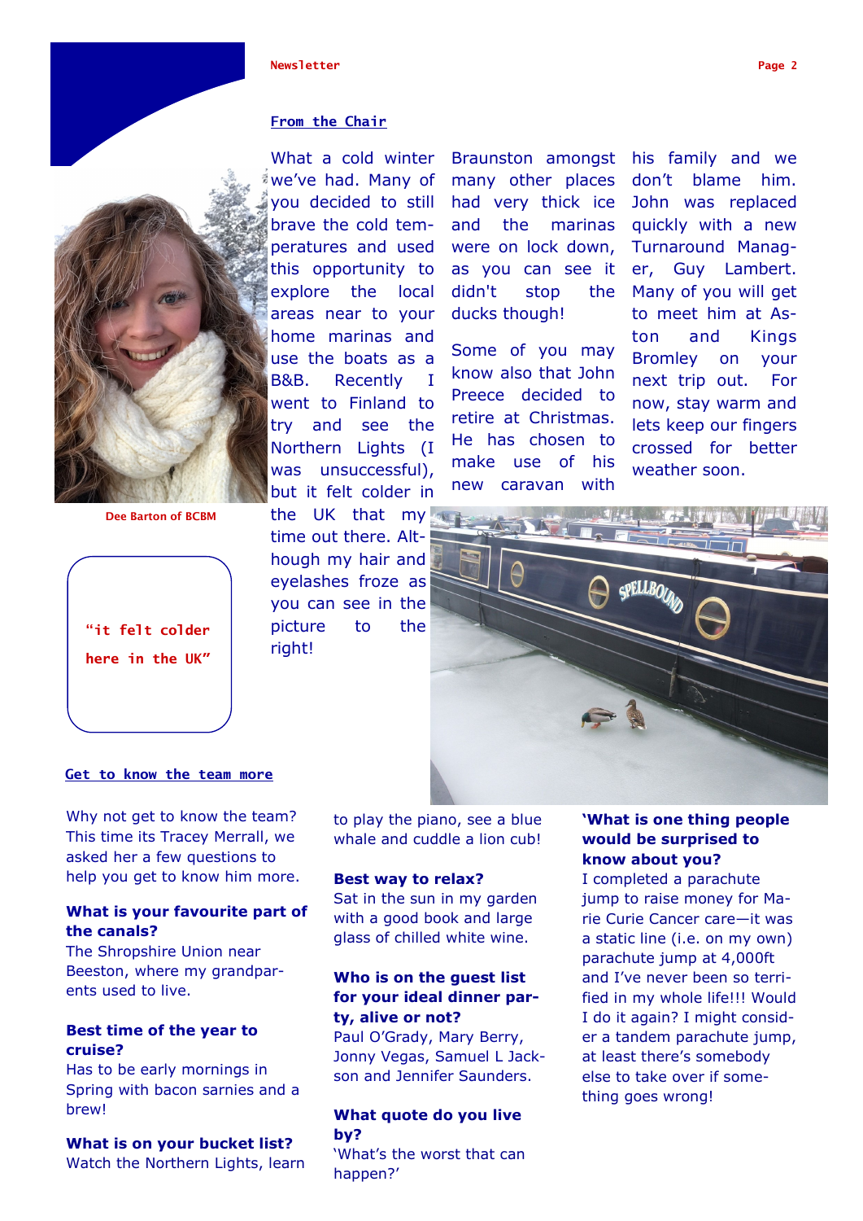## From the Chair

What a cold winter we've had. Many of you decided to still brave the cold temperatures and used this opportunity to explore the local areas near to your home marinas and use the boats as a B&B. Recently I went to Finland to try and see the Northern Lights (I was unsuccessful), but it felt colder in the UK that my time out there. Although my hair and eyelashes froze as you can see in the picture to the right!

Braunston amongst many other places had very thick ice and the marinas were on lock down, as you can see it didn't stop the ducks though!

Some of you may know also that John Preece decided to retire at Christmas. He has chosen to make use of his new caravan with his family and we don't blame him. John was replaced quickly with a new Turnaround Manager, Guy Lambert. Many of you will get to meet him at Aston and Kings Bromley on your next trip out. For now, stay warm and lets keep our fingers crossed for better weather soon.

Dee Barton of BCBM

"it felt colder here in the UK"

## Get to know the team more

Why not get to know the team? This time its Tracey Merrall, we asked her a few questions to help you get to know him more.

**What is your favourite part of the canals?**
The Shropshire Union near Beeston, where my grandparents used to live.

**Best time of the year to cruise?**
Has to be early mornings in Spring with bacon sarnies and a brew!

**What is on your bucket list?**
Watch the Northern Lights, learn to play the piano, see a blue whale and cuddle a lion cub!

**Best way to relax?**
Sat in the sun in my garden with a good book and large glass of chilled white wine.

**Who is on the guest list for your ideal dinner party, alive or not?**
Paul O'Grady, Mary Berry, Jonny Vegas, Samuel L Jackson and Jennifer Saunders.

**What quote do you live by?**
'What's the worst that can happen?'

**'What is one thing people would be surprised to know about you?**
I completed a parachute jump to raise money for Marie Curie Cancer care—it was a static line (i.e. on my own) parachute jump at 4,000ft and I've never been so terrified in my whole life!!! Would I do it again? I might consider a tandem parachute jump, at least there's somebody else to take over if something goes wrong!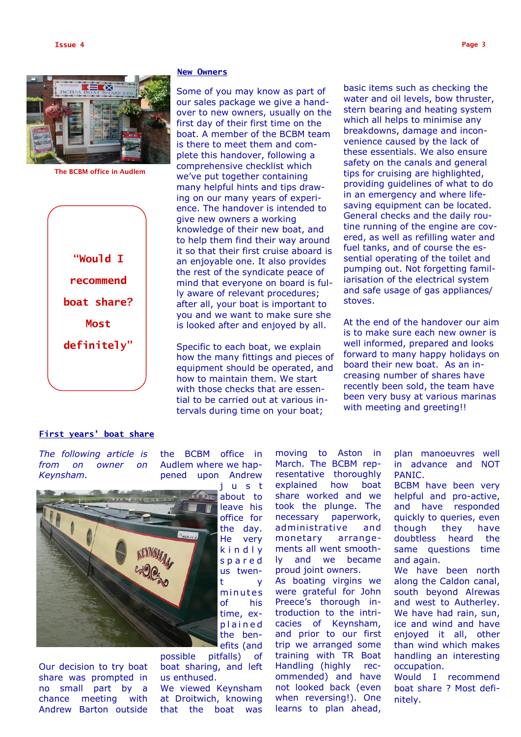The BCBM office in Audlem

**"Would I recommend boat share? Most definitely"**

## New Owners

Some of you may know as part of our sales package we give a handover to new owners, usually on the first day of their first time on the boat. A member of the BCBM team is there to meet them and complete this handover, following a comprehensive checklist which we've put together containing many helpful hints and tips drawing on our many years of experience. The handover is intended to give new owners a working knowledge of their new boat, and to help them find their way around it so that their first cruise aboard is an enjoyable one. It also provides the rest of the syndicate peace of mind that everyone on board is fully aware of relevant procedures; after all, your boat is important to you and we want to make sure she is looked after and enjoyed by all.

Specific to each boat, we explain how the many fittings and pieces of equipment should be operated, and how to maintain them. We start with those checks that are essential to be carried out at various intervals during time on your boat; basic items such as checking the water and oil levels, bow thruster, stern bearing and heating system which all helps to minimise any breakdowns, damage and inconvenience caused by the lack of these essentials. We also ensure safety on the canals and general tips for cruising are highlighted, providing guidelines of what to do in an emergency and where lifesaving equipment can be located. General checks and the daily routine running of the engine are covered, as well as refilling water and fuel tanks, and of course the essential operating of the toilet and pumping out. Not forgetting familiarisation of the electrical system and safe usage of gas appliances/ stoves.

At the end of the handover our aim is to make sure each new owner is well informed, prepared and looks forward to many happy holidays on board their new boat. As an increasing number of shares have recently been sold, the team have been very busy at various marinas with meeting and greeting!!

## First years' boat share

*The following article is from on owner on Keynsham.*

Our decision to try boat share was prompted in no small part by a chance meeting with Andrew Barton outside the BCBM office in Audlem where we happened upon Andrew just about to leave his office for the day. He very kindly spared us twenty minutes of his time, explained the benefits (and possible pitfalls) of boat sharing, and left us enthused.

We viewed Keynsham at Droitwich, knowing that the boat was moving to Aston in March. The BCBM representative thoroughly explained how boat share worked and we took the plunge. The necessary paperwork, administrative and monetary arrangements all went smoothly and we became proud joint owners.

As boating virgins we were grateful for John Preece's thorough introduction to the intricacies of Keynsham, and prior to our first trip we arranged some training with TR Boat Handling (highly recommended) and have not looked back (even when reversing!). One learns to plan ahead, plan manoeuvres well in advance and NOT PANIC.

BCBM have been very helpful and pro-active, and have responded quickly to queries, even though they have doubtless heard the same questions time and again.

We have been north along the Caldon canal, south beyond Alrewas and west to Autherley. We have had rain, sun, ice and wind and have enjoyed it all, other than wind which makes handling an interesting occupation.

Would I recommend boat share ? Most definitely.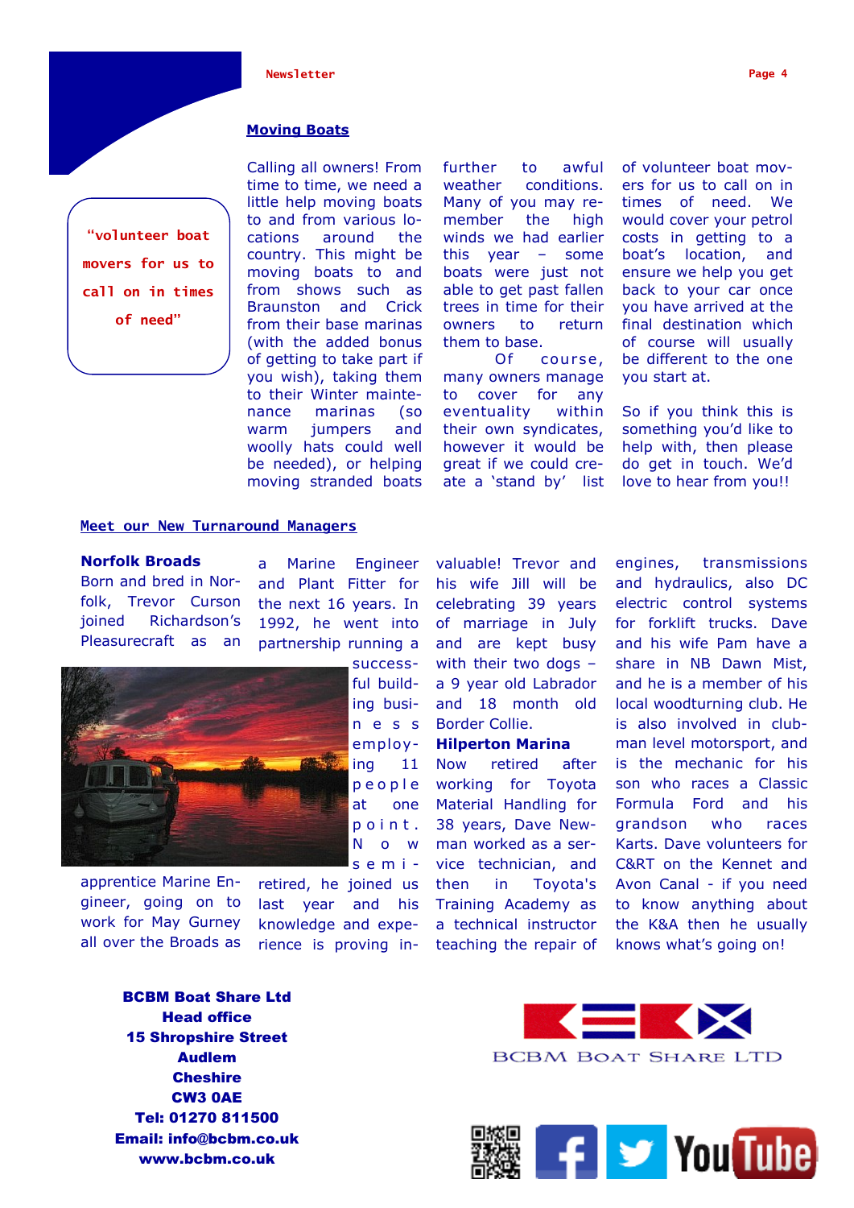## Moving Boats

> "volunteer boat movers for us to call on in times of need"

Calling all owners! From time to time, we need a little help moving boats to and from various locations around the country. This might be moving boats to and from shows such as Braunston and Crick from their base marinas (with the added bonus of getting to take part if you wish), taking them to their Winter maintenance marinas (so warm jumpers and woolly hats could well be needed), or helping moving stranded boats further to awful weather conditions. Many of you may remember the high winds we had earlier this year – some boats were just not able to get past fallen trees in time for their owners to return them to base.

Of course, many owners manage to cover for any eventuality within their own syndicates, however it would be great if we could create a 'stand by' list of volunteer boat movers for us to call on in times of need. We would cover your petrol costs in getting to a boat's location, and ensure we help you get back to your car once you have arrived at the final destination which of course will usually be different to the one you start at.

So if you think this is something you'd like to help with, then please do get in touch. We'd love to hear from you!!

## Meet our New Turnaround Managers

**Norfolk Broads**

Born and bred in Norfolk, Trevor Curson joined Richardson's Pleasurecraft as an apprentice Marine Engineer, going on to work for May Gurney all over the Broads as a Marine Engineer and Plant Fitter for the next 16 years. In 1992, he went into partnership running a successful building business employing 11 people at one point. Now semi-retired, he joined us last year and his knowledge and experience is proving invaluable! Trevor and his wife Jill will be celebrating 39 years of marriage in July and are kept busy with their two dogs – a 9 year old Labrador and 18 month old Border Collie.

**Hilperton Marina**

Now retired after working for Toyota Material Handling for 38 years, Dave Newman worked as a service technician, and then in Toyota's Training Academy as a technical instructor teaching the repair of engines, transmissions and hydraulics, also DC electric control systems for forklift trucks. Dave and his wife Pam have a share in NB Dawn Mist, and he is a member of his local woodturning club. He is also involved in clubman level motorsport, and is the mechanic for his son who races a Classic Formula Ford and his grandson who races Karts. Dave volunteers for C&RT on the Kennet and Avon Canal - if you need to know anything about the K&A then he usually knows what's going on!

**BCBM Boat Share Ltd**
**Head office**
**15 Shropshire Street**
**Audlem**
**Cheshire**
**CW3 0AE**
**Tel: 01270 811500**
**Email: info@bcbm.co.uk**
**www.bcbm.co.uk**

BCBM BOAT SHARE LTD